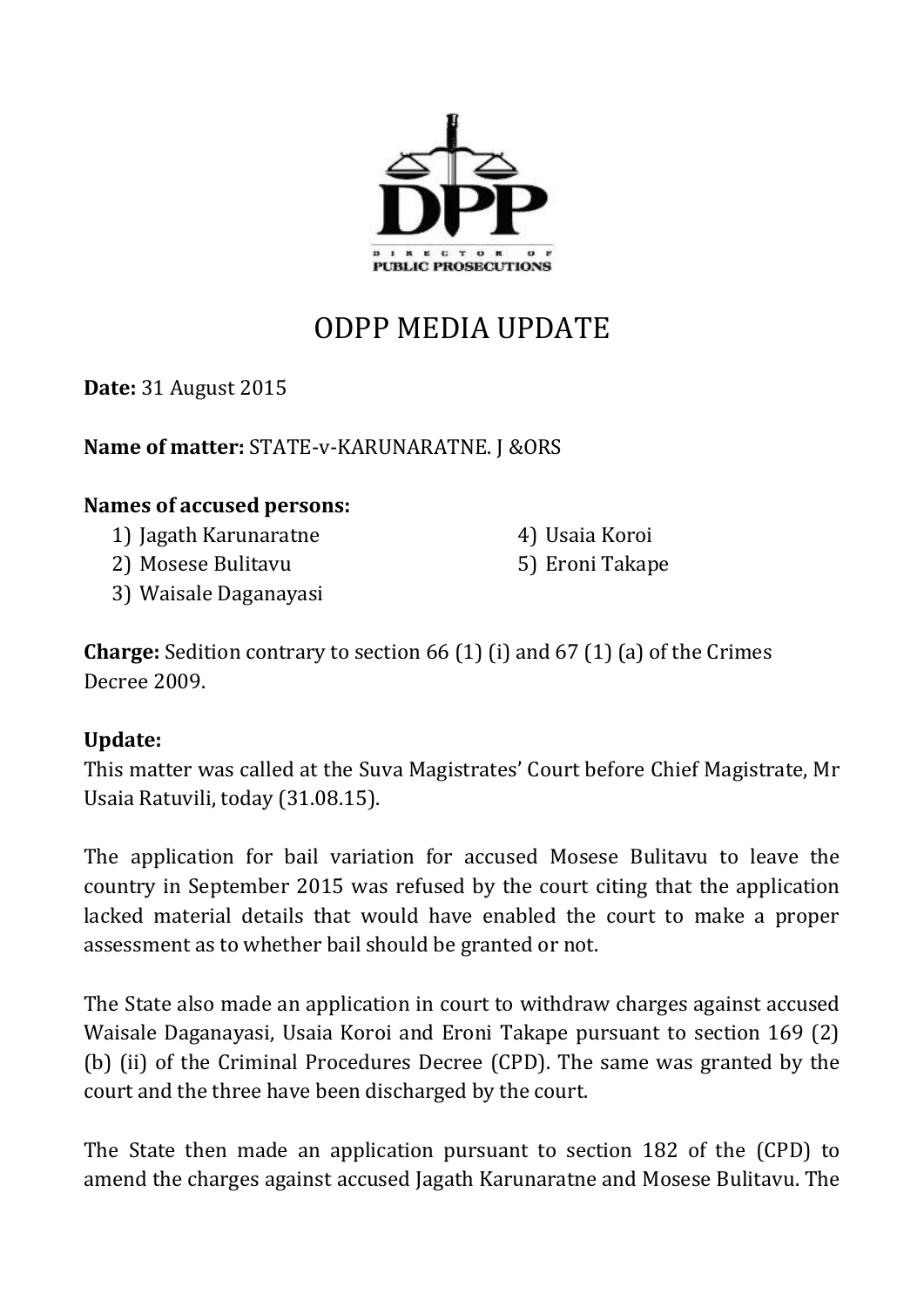# ODPP MEDIA UPDATE

**Date:** 31 August 2015

**Name of matter:** STATE-v-KARUNARATNE. J &ORS

**Names of accused persons:**

1) Jagath Karunaratne
2) Mosese Bulitavu
3) Waisale Daganayasi
4) Usaia Koroi
5) Eroni Takape

**Charge:** Sedition contrary to section 66 (1) (i) and 67 (1) (a) of the Crimes Decree 2009.

**Update:**

This matter was called at the Suva Magistrates' Court before Chief Magistrate, Mr Usaia Ratuvili, today (31.08.15).

The application for bail variation for accused Mosese Bulitavu to leave the country in September 2015 was refused by the court citing that the application lacked material details that would have enabled the court to make a proper assessment as to whether bail should be granted or not.

The State also made an application in court to withdraw charges against accused Waisale Daganayasi, Usaia Koroi and Eroni Takape pursuant to section 169 (2) (b) (ii) of the Criminal Procedures Decree (CPD). The same was granted by the court and the three have been discharged by the court.

The State then made an application pursuant to section 182 of the (CPD) to amend the charges against accused Jagath Karunaratne and Mosese Bulitavu. The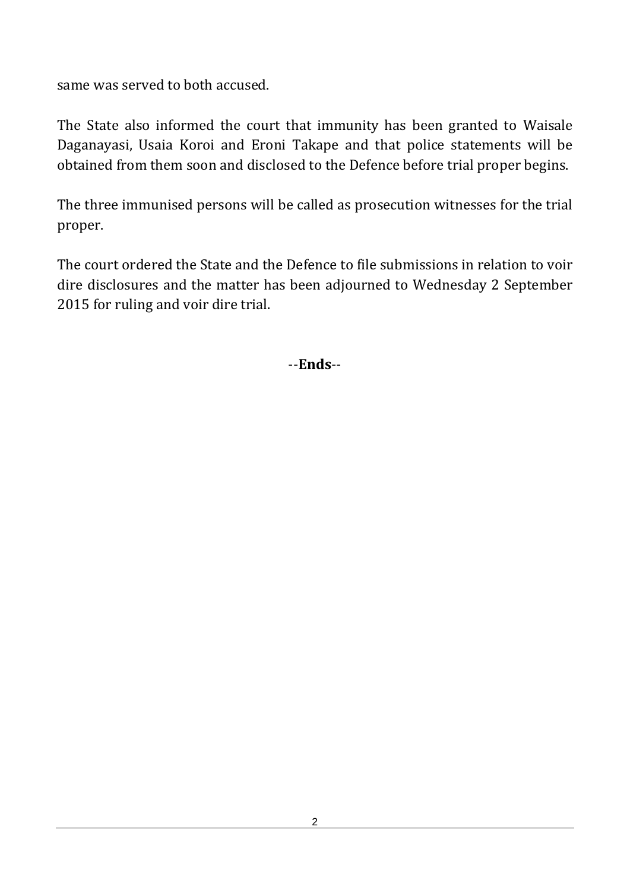same was served to both accused.

The State also informed the court that immunity has been granted to Waisale Daganayasi, Usaia Koroi and Eroni Takape and that police statements will be obtained from them soon and disclosed to the Defence before trial proper begins.

The three immunised persons will be called as prosecution witnesses for the trial proper.

The court ordered the State and the Defence to file submissions in relation to voir dire disclosures and the matter has been adjourned to Wednesday 2 September 2015 for ruling and voir dire trial.

--**Ends**--